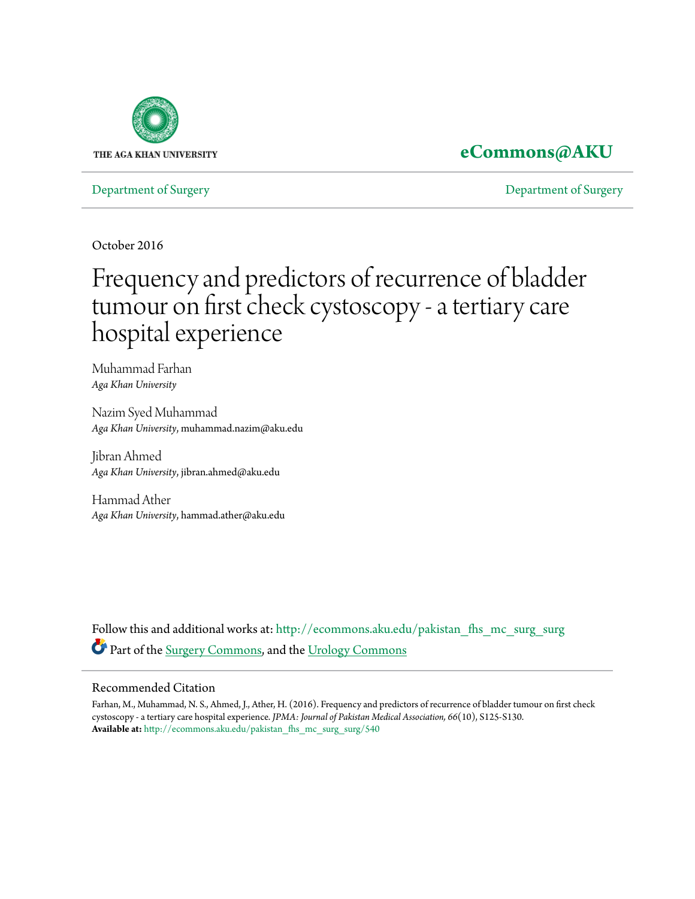THE AGA KHAN UNIVERSITY

**eCommons@AKU**

Department of Surgery | Department of Surgery

October 2016

# Frequency and predictors of recurrence of bladder tumour on first check cystoscopy - a tertiary care hospital experience

Muhammad Farhan
*Aga Khan University*

Nazim Syed Muhammad
*Aga Khan University*, muhammad.nazim@aku.edu

Jibran Ahmed
*Aga Khan University*, jibran.ahmed@aku.edu

Hammad Ather
*Aga Khan University*, hammad.ather@aku.edu

Follow this and additional works at: http://ecommons.aku.edu/pakistan_fhs_mc_surg_surg

Part of the Surgery Commons, and the Urology Commons

## Recommended Citation

Farhan, M., Muhammad, N. S., Ahmed, J., Ather, H. (2016). Frequency and predictors of recurrence of bladder tumour on first check cystoscopy - a tertiary care hospital experience. *JPMA: Journal of Pakistan Medical Association, 66*(10), S125-S130.

**Available at:** http://ecommons.aku.edu/pakistan_fhs_mc_surg_surg/540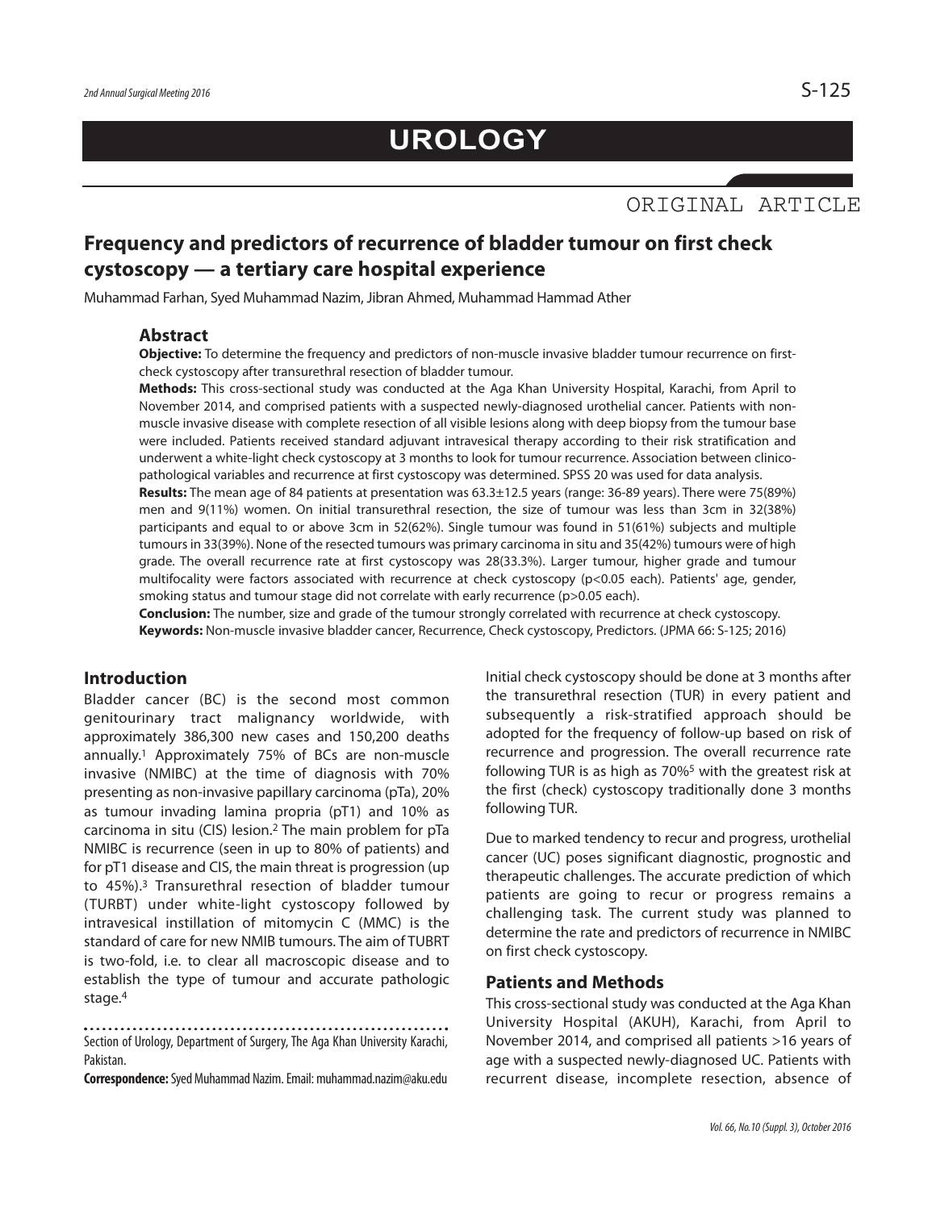# UROLOGY

ORIGINAL ARTICLE

# Frequency and predictors of recurrence of bladder tumour on first check cystoscopy — a tertiary care hospital experience

Muhammad Farhan, Syed Muhammad Nazim, Jibran Ahmed, Muhammad Hammad Ather

## Abstract

**Objective:** To determine the frequency and predictors of non-muscle invasive bladder tumour recurrence on first-check cystoscopy after transurethral resection of bladder tumour.

**Methods:** This cross-sectional study was conducted at the Aga Khan University Hospital, Karachi, from April to November 2014, and comprised patients with a suspected newly-diagnosed urothelial cancer. Patients with non-muscle invasive disease with complete resection of all visible lesions along with deep biopsy from the tumour base were included. Patients received standard adjuvant intravesical therapy according to their risk stratification and underwent a white-light check cystoscopy at 3 months to look for tumour recurrence. Association between clinico-pathological variables and recurrence at first cystoscopy was determined. SPSS 20 was used for data analysis.

**Results:** The mean age of 84 patients at presentation was 63.3±12.5 years (range: 36-89 years). There were 75(89%) men and 9(11%) women. On initial transurethral resection, the size of tumour was less than 3cm in 32(38%) participants and equal to or above 3cm in 52(62%). Single tumour was found in 51(61%) subjects and multiple tumours in 33(39%). None of the resected tumours was primary carcinoma in situ and 35(42%) tumours were of high grade. The overall recurrence rate at first cystoscopy was 28(33.3%). Larger tumour, higher grade and tumour multifocality were factors associated with recurrence at check cystoscopy ($p<0.05$ each). Patients' age, gender, smoking status and tumour stage did not correlate with early recurrence ($p>0.05$ each).

**Conclusion:** The number, size and grade of the tumour strongly correlated with recurrence at check cystoscopy.

**Keywords:** Non-muscle invasive bladder cancer, Recurrence, Check cystoscopy, Predictors. (JPMA 66: S-125; 2016)

## Introduction

Bladder cancer (BC) is the second most common genitourinary tract malignancy worldwide, with approximately 386,300 new cases and 150,200 deaths annually.[1] Approximately 75% of BCs are non-muscle invasive (NMIBC) at the time of diagnosis with 70% presenting as non-invasive papillary carcinoma (pTa), 20% as tumour invading lamina propria (pT1) and 10% as carcinoma in situ (CIS) lesion.[2] The main problem for pTa NMIBC is recurrence (seen in up to 80% of patients) and for pT1 disease and CIS, the main threat is progression (up to 45%).[3] Transurethral resection of bladder tumour (TURBT) under white-light cystoscopy followed by intravesical instillation of mitomycin C (MMC) is the standard of care for new NMIB tumours. The aim of TUBRT is two-fold, i.e. to clear all macroscopic disease and to establish the type of tumour and accurate pathologic stage.[4]

Section of Urology, Department of Surgery, The Aga Khan University Karachi, Pakistan.

**Correspondence:** Syed Muhammad Nazim. Email: muhammad.nazim@aku.edu

Initial check cystoscopy should be done at 3 months after the transurethral resection (TUR) in every patient and subsequently a risk-stratified approach should be adopted for the frequency of follow-up based on risk of recurrence and progression. The overall recurrence rate following TUR is as high as 70%[5] with the greatest risk at the first (check) cystoscopy traditionally done 3 months following TUR.

Due to marked tendency to recur and progress, urothelial cancer (UC) poses significant diagnostic, prognostic and therapeutic challenges. The accurate prediction of which patients are going to recur or progress remains a challenging task. The current study was planned to determine the rate and predictors of recurrence in NMIBC on first check cystoscopy.

## Patients and Methods

This cross-sectional study was conducted at the Aga Khan University Hospital (AKUH), Karachi, from April to November 2014, and comprised all patients >16 years of age with a suspected newly-diagnosed UC. Patients with recurrent disease, incomplete resection, absence of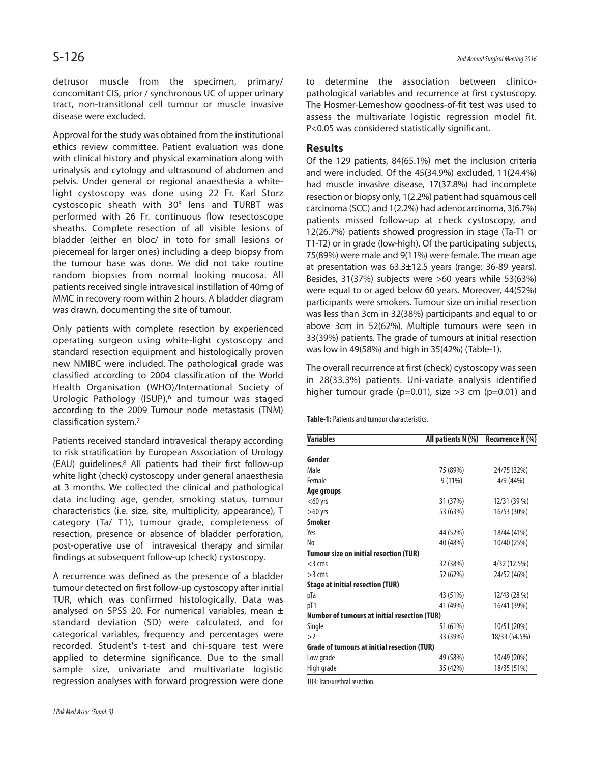detrusor muscle from the specimen, primary/ concomitant CIS, prior / synchronous UC of upper urinary tract, non-transitional cell tumour or muscle invasive disease were excluded.

Approval for the study was obtained from the institutional ethics review committee. Patient evaluation was done with clinical history and physical examination along with urinalysis and cytology and ultrasound of abdomen and pelvis. Under general or regional anaesthesia a white-light cystoscopy was done using 22 Fr. Karl Storz cystoscopic sheath with 30° lens and TURBT was performed with 26 Fr. continuous flow resectoscope sheaths. Complete resection of all visible lesions of bladder (either en bloc/ in toto for small lesions or piecemeal for larger ones) including a deep biopsy from the tumour base was done. We did not take routine random biopsies from normal looking mucosa. All patients received single intravesical instillation of 40mg of MMC in recovery room within 2 hours. A bladder diagram was drawn, documenting the site of tumour.

Only patients with complete resection by experienced operating surgeon using white-light cystoscopy and standard resection equipment and histologically proven new NMIBC were included. The pathological grade was classified according to 2004 classification of the World Health Organisation (WHO)/International Society of Urologic Pathology (ISUP),[6] and tumour was staged according to the 2009 Tumour node metastasis (TNM) classification system.[7]

Patients received standard intravesical therapy according to risk stratification by European Association of Urology (EAU) guidelines.[8] All patients had their first follow-up white light (check) cystoscopy under general anaesthesia at 3 months. We collected the clinical and pathological data including age, gender, smoking status, tumour characteristics (i.e. size, site, multiplicity, appearance), T category (Ta/ T1), tumour grade, completeness of resection, presence or absence of bladder perforation, post-operative use of intravesical therapy and similar findings at subsequent follow-up (check) cystoscopy.

A recurrence was defined as the presence of a bladder tumour detected on first follow-up cystoscopy after initial TUR, which was confirmed histologically. Data was analysed on SPSS 20. For numerical variables, mean ± standard deviation (SD) were calculated, and for categorical variables, frequency and percentages were recorded. Student's t-test and chi-square test were applied to determine significance. Due to the small sample size, univariate and multivariate logistic regression analyses with forward progression were done to determine the association between clinico-pathological variables and recurrence at first cystoscopy. The Hosmer-Lemeshow goodness-of-fit test was used to assess the multivariate logistic regression model fit. $P<0.05$ was considered statistically significant.

## Results

Of the 129 patients, 84(65.1%) met the inclusion criteria and were included. Of the 45(34.9%) excluded, 11(24.4%) had muscle invasive disease, 17(37.8%) had incomplete resection or biopsy only, 1(2.2%) patient had squamous cell carcinoma (SCC) and 1(2.2%) had adenocarcinoma, 3(6.7%) patients missed follow-up at check cystoscopy, and 12(26.7%) patients showed progression in stage (Ta-T1 or T1-T2) or in grade (low-high). Of the participating subjects, 75(89%) were male and 9(11%) were female. The mean age at presentation was 63.3±12.5 years (range: 36-89 years). Besides, 31(37%) subjects were >60 years while 53(63%) were equal to or aged below 60 years. Moreover, 44(52%) participants were smokers. Tumour size on initial resection was less than 3cm in 32(38%) participants and equal to or above 3cm in 52(62%). Multiple tumours were seen in 33(39%) patients. The grade of tumours at initial resection was low in 49(58%) and high in 35(42%) (Table-1).

The overall recurrence at first (check) cystoscopy was seen in 28(33.3%) patients. Uni-variate analysis identified higher tumour grade ($p=0.01$), size >3 cm ($p=0.01$) and

**Table-1:** Patients and tumour characteristics.

| Variables | All patients N (%) | Recurrence N (%) |
|---|---|---|
| **Gender** | | |
| Male | 75 (89%) | 24/75 (32%) |
| Female | 9 (11%) | 4/9 (44%) |
| **Age groups** | | |
| <60 yrs | 31 (37%) | 12/31 (39 %) |
| >60 yrs | 53 (63%) | 16/53 (30%) |
| **Smoker** | | |
| Yes | 44 (52%) | 18/44 (41%) |
| No | 40 (48%) | 10/40 (25%) |
| **Tumour size on initial resection (TUR)** | | |
| <3 cms | 32 (38%) | 4/32 (12.5%) |
| >3 cms | 52 (62%) | 24/52 (46%) |
| **Stage at initial resection (TUR)** | | |
| pTa | 43 (51%) | 12/43 (28 %) |
| pT1 | 41 (49%) | 16/41 (39%) |
| **Number of tumours at initial resection (TUR)** | | |
| Single | 51 (61%) | 10/51 (20%) |
| >2 | 33 (39%) | 18/33 (54.5%) |
| **Grade of tumours at initial resection (TUR)** | | |
| Low grade | 49 (58%) | 10/49 (20%) |
| High grade | 35 (42%) | 18/35 (51%) |

TUR: Transurethral resection.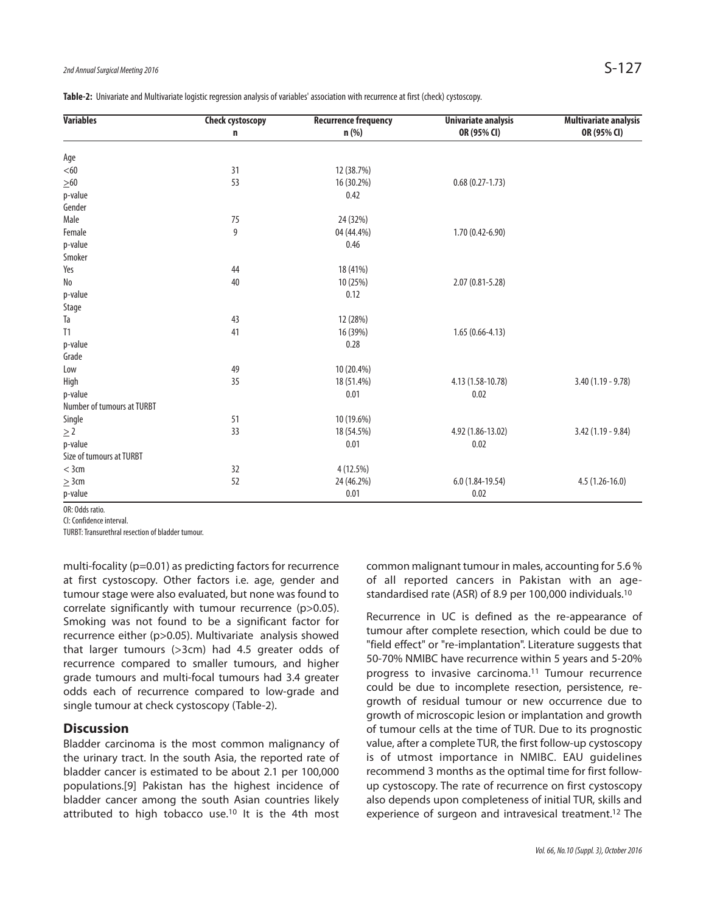**Table-2:** Univariate and Multivariate logistic regression analysis of variables' association with recurrence at first (check) cystoscopy.

| Variables | Check cystoscopy n | Recurrence frequency n (%) | Univariate analysis OR (95% CI) | Multivariate analysis OR (95% CI) |
|---|---|---|---|---|
| Age | | | | |
| <60 | 31 | 12 (38.7%) | | |
| ≥60 | 53 | 16 (30.2%) | 0.68 (0.27-1.73) | |
| p-value | | 0.42 | | |
| Gender | | | | |
| Male | 75 | 24 (32%) | | |
| Female | 9 | 04 (44.4%) | 1.70 (0.42-6.90) | |
| p-value | | 0.46 | | |
| Smoker | | | | |
| Yes | 44 | 18 (41%) | | |
| No | 40 | 10 (25%) | 2.07 (0.81-5.28) | |
| p-value | | 0.12 | | |
| Stage | | | | |
| Ta | 43 | 12 (28%) | | |
| T1 | 41 | 16 (39%) | 1.65 (0.66-4.13) | |
| p-value | | 0.28 | | |
| Grade | | | | |
| Low | 49 | 10 (20.4%) | | |
| High | 35 | 18 (51.4%) | 4.13 (1.58-10.78) | 3.40 (1.19 - 9.78) |
| p-value | | 0.01 | 0.02 | |
| Number of tumours at TURBT | | | | |
| Single | 51 | 10 (19.6%) | | |
| ≥2 | 33 | 18 (54.5%) | 4.92 (1.86-13.02) | 3.42 (1.19 - 9.84) |
| p-value | | 0.01 | 0.02 | |
| Size of tumours at TURBT | | | | |
| < 3cm | 32 | 4 (12.5%) | | |
| ≥ 3cm | 52 | 24 (46.2%) | 6.0 (1.84-19.54) | 4.5 (1.26-16.0) |
| p-value | | 0.01 | 0.02 | |

OR: Odds ratio.
CI: Confidence interval.
TURBT: Transurethral resection of bladder tumour.

multi-focality (p=0.01) as predicting factors for recurrence at first cystoscopy. Other factors i.e. age, gender and tumour stage were also evaluated, but none was found to correlate significantly with tumour recurrence (p>0.05). Smoking was not found to be a significant factor for recurrence either (p>0.05). Multivariate analysis showed that larger tumours (>3cm) had 4.5 greater odds of recurrence compared to smaller tumours, and higher grade tumours and multi-focal tumours had 3.4 greater odds each of recurrence compared to low-grade and single tumour at check cystoscopy (Table-2).

## Discussion

Bladder carcinoma is the most common malignancy of the urinary tract. In the south Asia, the reported rate of bladder cancer is estimated to be about 2.1 per 100,000 populations.[9] Pakistan has the highest incidence of bladder cancer among the south Asian countries likely attributed to high tobacco use.[10] It is the 4th most common malignant tumour in males, accounting for 5.6 % of all reported cancers in Pakistan with an age-standardised rate (ASR) of 8.9 per 100,000 individuals.[10]

Recurrence in UC is defined as the re-appearance of tumour after complete resection, which could be due to "field effect" or "re-implantation". Literature suggests that 50-70% NMIBC have recurrence within 5 years and 5-20% progress to invasive carcinoma.[11] Tumour recurrence could be due to incomplete resection, persistence, re-growth of residual tumour or new occurrence due to growth of microscopic lesion or implantation and growth of tumour cells at the time of TUR. Due to its prognostic value, after a complete TUR, the first follow-up cystoscopy is of utmost importance in NMIBC. EAU guidelines recommend 3 months as the optimal time for first follow-up cystoscopy. The rate of recurrence on first cystoscopy also depends upon completeness of initial TUR, skills and experience of surgeon and intravesical treatment.[12] The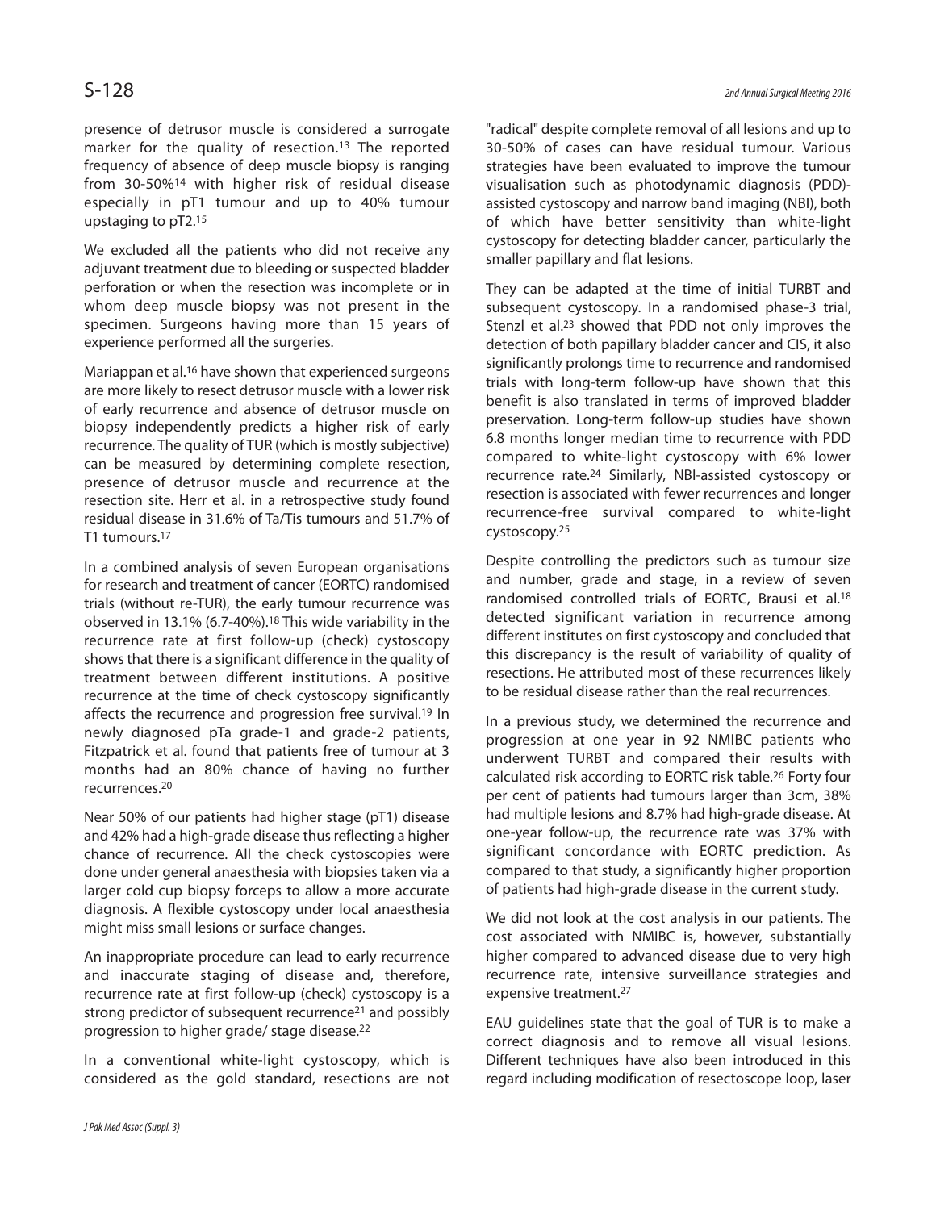presence of detrusor muscle is considered a surrogate marker for the quality of resection.[13] The reported frequency of absence of deep muscle biopsy is ranging from 30-50%[14] with higher risk of residual disease especially in pT1 tumour and up to 40% tumour upstaging to pT2.[15]

We excluded all the patients who did not receive any adjuvant treatment due to bleeding or suspected bladder perforation or when the resection was incomplete or in whom deep muscle biopsy was not present in the specimen. Surgeons having more than 15 years of experience performed all the surgeries.

Mariappan et al.[16] have shown that experienced surgeons are more likely to resect detrusor muscle with a lower risk of early recurrence and absence of detrusor muscle on biopsy independently predicts a higher risk of early recurrence. The quality of TUR (which is mostly subjective) can be measured by determining complete resection, presence of detrusor muscle and recurrence at the resection site. Herr et al. in a retrospective study found residual disease in 31.6% of Ta/Tis tumours and 51.7% of T1 tumours.[17]

In a combined analysis of seven European organisations for research and treatment of cancer (EORTC) randomised trials (without re-TUR), the early tumour recurrence was observed in 13.1% (6.7-40%).[18] This wide variability in the recurrence rate at first follow-up (check) cystoscopy shows that there is a significant difference in the quality of treatment between different institutions. A positive recurrence at the time of check cystoscopy significantly affects the recurrence and progression free survival.[19] In newly diagnosed pTa grade-1 and grade-2 patients, Fitzpatrick et al. found that patients free of tumour at 3 months had an 80% chance of having no further recurrences.[20]

Near 50% of our patients had higher stage (pT1) disease and 42% had a high-grade disease thus reflecting a higher chance of recurrence. All the check cystoscopies were done under general anaesthesia with biopsies taken via a larger cold cup biopsy forceps to allow a more accurate diagnosis. A flexible cystoscopy under local anaesthesia might miss small lesions or surface changes.

An inappropriate procedure can lead to early recurrence and inaccurate staging of disease and, therefore, recurrence rate at first follow-up (check) cystoscopy is a strong predictor of subsequent recurrence[21] and possibly progression to higher grade/ stage disease.[22]

In a conventional white-light cystoscopy, which is considered as the gold standard, resections are not "radical" despite complete removal of all lesions and up to 30-50% of cases can have residual tumour. Various strategies have been evaluated to improve the tumour visualisation such as photodynamic diagnosis (PDD)-assisted cystoscopy and narrow band imaging (NBI), both of which have better sensitivity than white-light cystoscopy for detecting bladder cancer, particularly the smaller papillary and flat lesions.

They can be adapted at the time of initial TURBT and subsequent cystoscopy. In a randomised phase-3 trial, Stenzl et al.[23] showed that PDD not only improves the detection of both papillary bladder cancer and CIS, it also significantly prolongs time to recurrence and randomised trials with long-term follow-up have shown that this benefit is also translated in terms of improved bladder preservation. Long-term follow-up studies have shown 6.8 months longer median time to recurrence with PDD compared to white-light cystoscopy with 6% lower recurrence rate.[24] Similarly, NBI-assisted cystoscopy or resection is associated with fewer recurrences and longer recurrence-free survival compared to white-light cystoscopy.[25]

Despite controlling the predictors such as tumour size and number, grade and stage, in a review of seven randomised controlled trials of EORTC, Brausi et al.[18] detected significant variation in recurrence among different institutes on first cystoscopy and concluded that this discrepancy is the result of variability of quality of resections. He attributed most of these recurrences likely to be residual disease rather than the real recurrences.

In a previous study, we determined the recurrence and progression at one year in 92 NMIBC patients who underwent TURBT and compared their results with calculated risk according to EORTC risk table.[26] Forty four per cent of patients had tumours larger than 3cm, 38% had multiple lesions and 8.7% had high-grade disease. At one-year follow-up, the recurrence rate was 37% with significant concordance with EORTC prediction. As compared to that study, a significantly higher proportion of patients had high-grade disease in the current study.

We did not look at the cost analysis in our patients. The cost associated with NMIBC is, however, substantially higher compared to advanced disease due to very high recurrence rate, intensive surveillance strategies and expensive treatment.[27]

EAU guidelines state that the goal of TUR is to make a correct diagnosis and to remove all visual lesions. Different techniques have also been introduced in this regard including modification of resectoscope loop, laser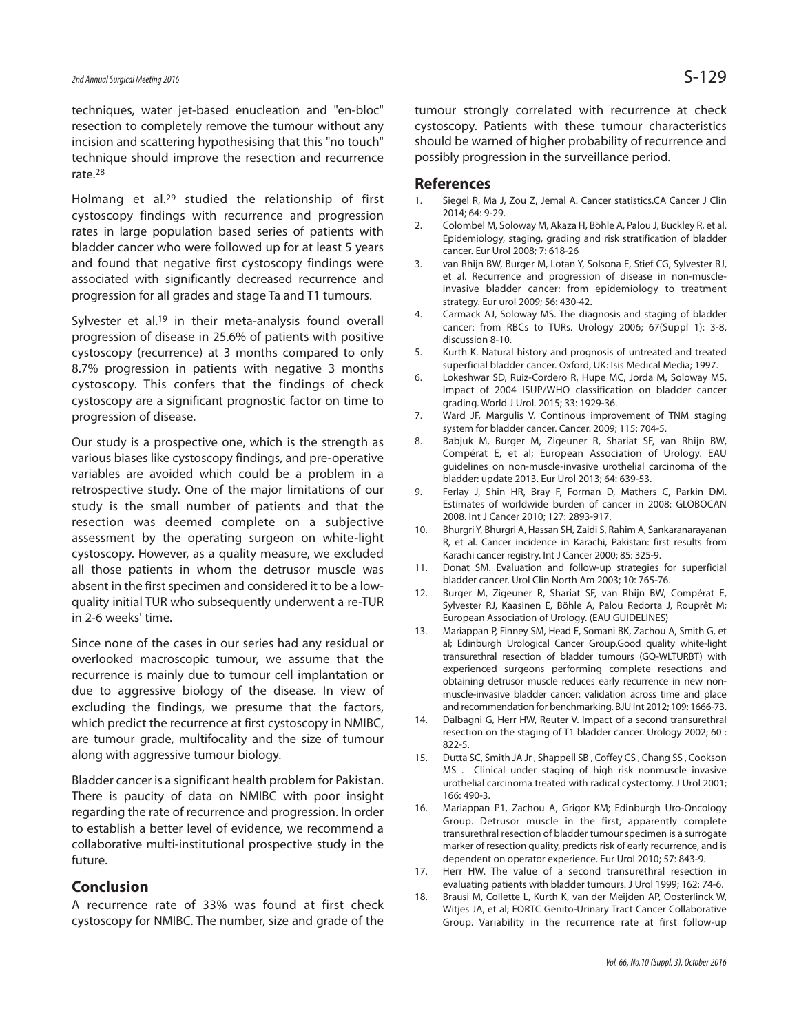techniques, water jet-based enucleation and "en-bloc" resection to completely remove the tumour without any incision and scattering hypothesising that this "no touch" technique should improve the resection and recurrence rate.[28]

Holmang et al.[29] studied the relationship of first cystoscopy findings with recurrence and progression rates in large population based series of patients with bladder cancer who were followed up for at least 5 years and found that negative first cystoscopy findings were associated with significantly decreased recurrence and progression for all grades and stage Ta and T1 tumours.

Sylvester et al.[19] in their meta-analysis found overall progression of disease in 25.6% of patients with positive cystoscopy (recurrence) at 3 months compared to only 8.7% progression in patients with negative 3 months cystoscopy. This confers that the findings of check cystoscopy are a significant prognostic factor on time to progression of disease.

Our study is a prospective one, which is the strength as various biases like cystoscopy findings, and pre-operative variables are avoided which could be a problem in a retrospective study. One of the major limitations of our study is the small number of patients and that the resection was deemed complete on a subjective assessment by the operating surgeon on white-light cystoscopy. However, as a quality measure, we excluded all those patients in whom the detrusor muscle was absent in the first specimen and considered it to be a low-quality initial TUR who subsequently underwent a re-TUR in 2-6 weeks' time.

Since none of the cases in our series had any residual or overlooked macroscopic tumour, we assume that the recurrence is mainly due to tumour cell implantation or due to aggressive biology of the disease. In view of excluding the findings, we presume that the factors, which predict the recurrence at first cystoscopy in NMIBC, are tumour grade, multifocality and the size of tumour along with aggressive tumour biology.

Bladder cancer is a significant health problem for Pakistan. There is paucity of data on NMIBC with poor insight regarding the rate of recurrence and progression. In order to establish a better level of evidence, we recommend a collaborative multi-institutional prospective study in the future.

## Conclusion

A recurrence rate of 33% was found at first check cystoscopy for NMIBC. The number, size and grade of the tumour strongly correlated with recurrence at check cystoscopy. Patients with these tumour characteristics should be warned of higher probability of recurrence and possibly progression in the surveillance period.

## References

1. Siegel R, Ma J, Zou Z, Jemal A. Cancer statistics.CA Cancer J Clin 2014; 64: 9-29.
2. Colombel M, Soloway M, Akaza H, Böhle A, Palou J, Buckley R, et al. Epidemiology, staging, grading and risk stratification of bladder cancer. Eur Urol 2008; 7: 618-26
3. van Rhijn BW, Burger M, Lotan Y, Solsona E, Stief CG, Sylvester RJ, et al. Recurrence and progression of disease in non-muscle-invasive bladder cancer: from epidemiology to treatment strategy. Eur urol 2009; 56: 430-42.
4. Carmack AJ, Soloway MS. The diagnosis and staging of bladder cancer: from RBCs to TURs. Urology 2006; 67(Suppl 1): 3-8, discussion 8-10.
5. Kurth K. Natural history and prognosis of untreated and treated superficial bladder cancer. Oxford, UK: Isis Medical Media; 1997.
6. Lokeshwar SD, Ruiz-Cordero R, Hupe MC, Jorda M, Soloway MS. Impact of 2004 ISUP/WHO classification on bladder cancer grading. World J Urol. 2015; 33: 1929-36.
7. Ward JF, Margulis V. Continous improvement of TNM staging system for bladder cancer. Cancer. 2009; 115: 704-5.
8. Babjuk M, Burger M, Zigeuner R, Shariat SF, van Rhijn BW, Compérat E, et al; European Association of Urology. EAU guidelines on non-muscle-invasive urothelial carcinoma of the bladder: update 2013. Eur Urol 2013; 64: 639-53.
9. Ferlay J, Shin HR, Bray F, Forman D, Mathers C, Parkin DM. Estimates of worldwide burden of cancer in 2008: GLOBOCAN 2008. Int J Cancer 2010; 127: 2893-917.
10. Bhurgri Y, Bhurgri A, Hassan SH, Zaidi S, Rahim A, Sankaranarayanan R, et al. Cancer incidence in Karachi, Pakistan: first results from Karachi cancer registry. Int J Cancer 2000; 85: 325-9.
11. Donat SM. Evaluation and follow-up strategies for superficial bladder cancer. Urol Clin North Am 2003; 10: 765-76.
12. Burger M, Zigeuner R, Shariat SF, van Rhijn BW, Compérat E, Sylvester RJ, Kaasinen E, Böhle A, Palou Redorta J, Rouprêt M; European Association of Urology. (EAU GUIDELINES)
13. Mariappan P, Finney SM, Head E, Somani BK, Zachou A, Smith G, et al; Edinburgh Urological Cancer Group.Good quality white-light transurethral resection of bladder tumours (GQ-WLTURBT) with experienced surgeons performing complete resections and obtaining detrusor muscle reduces early recurrence in new non-muscle-invasive bladder cancer: validation across time and place and recommendation for benchmarking. BJU Int 2012; 109: 1666-73.
14. Dalbagni G, Herr HW, Reuter V. Impact of a second transurethral resection on the staging of T1 bladder cancer. Urology 2002; 60 : 822-5.
15. Dutta SC, Smith JA Jr , Shappell SB , Coffey CS , Chang SS , Cookson MS . Clinical under staging of high risk nonmuscle invasive urothelial carcinoma treated with radical cystectomy. J Urol 2001; 166: 490-3.
16. Mariappan P1, Zachou A, Grigor KM; Edinburgh Uro-Oncology Group. Detrusor muscle in the first, apparently complete transurethral resection of bladder tumour specimen is a surrogate marker of resection quality, predicts risk of early recurrence, and is dependent on operator experience. Eur Urol 2010; 57: 843-9.
17. Herr HW. The value of a second transurethral resection in evaluating patients with bladder tumours. J Urol 1999; 162: 74-6.
18. Brausi M, Collette L, Kurth K, van der Meijden AP, Oosterlinck W, Witjes JA, et al; EORTC Genito-Urinary Tract Cancer Collaborative Group. Variability in the recurrence rate at first follow-up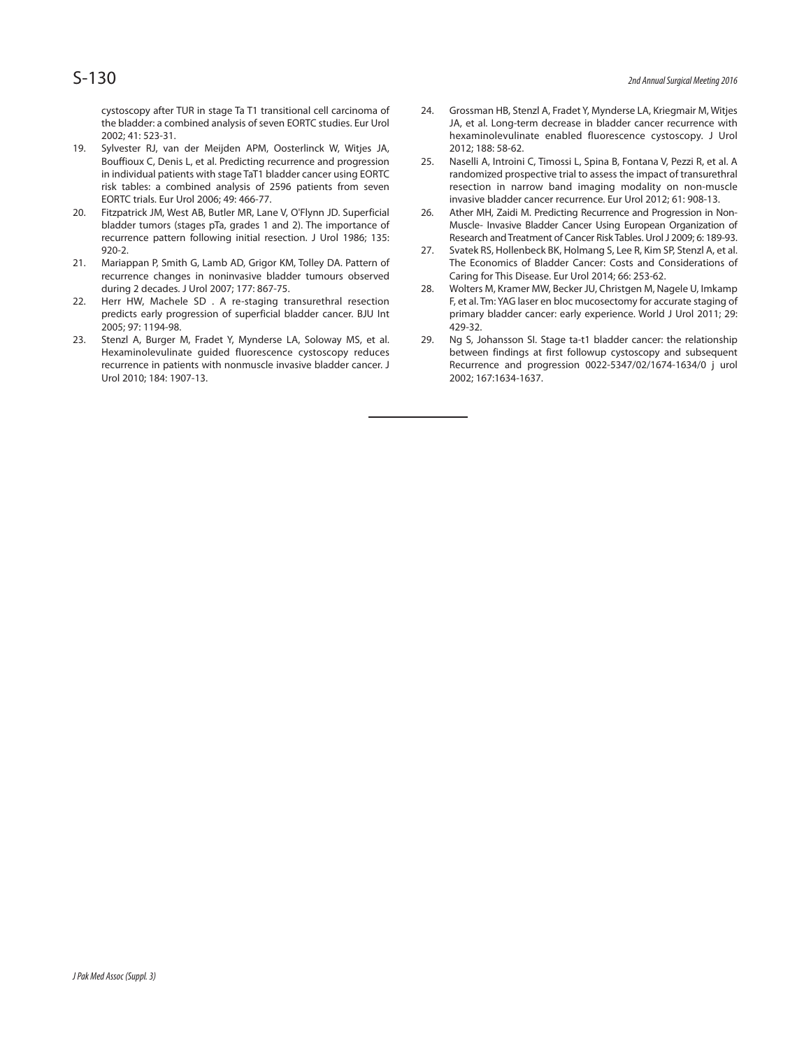cystoscopy after TUR in stage Ta T1 transitional cell carcinoma of the bladder: a combined analysis of seven EORTC studies. Eur Urol 2002; 41: 523-31.

19. Sylvester RJ, van der Meijden APM, Oosterlinck W, Witjes JA, Bouffioux C, Denis L, et al. Predicting recurrence and progression in individual patients with stage TaT1 bladder cancer using EORTC risk tables: a combined analysis of 2596 patients from seven EORTC trials. Eur Urol 2006; 49: 466-77.
20. Fitzpatrick JM, West AB, Butler MR, Lane V, O'Flynn JD. Superficial bladder tumors (stages pTa, grades 1 and 2). The importance of recurrence pattern following initial resection. J Urol 1986; 135: 920-2.
21. Mariappan P, Smith G, Lamb AD, Grigor KM, Tolley DA. Pattern of recurrence changes in noninvasive bladder tumours observed during 2 decades. J Urol 2007; 177: 867-75.
22. Herr HW, Machele SD . A re-staging transurethral resection predicts early progression of superficial bladder cancer. BJU Int 2005; 97: 1194-98.
23. Stenzl A, Burger M, Fradet Y, Mynderse LA, Soloway MS, et al. Hexaminolevulinate guided fluorescence cystoscopy reduces recurrence in patients with nonmuscle invasive bladder cancer. J Urol 2010; 184: 1907-13.
24. Grossman HB, Stenzl A, Fradet Y, Mynderse LA, Kriegmair M, Witjes JA, et al. Long-term decrease in bladder cancer recurrence with hexaminolevulinate enabled fluorescence cystoscopy. J Urol 2012; 188: 58-62.
25. Naselli A, Introini C, Timossi L, Spina B, Fontana V, Pezzi R, et al. A randomized prospective trial to assess the impact of transurethral resection in narrow band imaging modality on non-muscle invasive bladder cancer recurrence. Eur Urol 2012; 61: 908-13.
26. Ather MH, Zaidi M. Predicting Recurrence and Progression in Non-Muscle- Invasive Bladder Cancer Using European Organization of Research and Treatment of Cancer Risk Tables. Urol J 2009; 6: 189-93.
27. Svatek RS, Hollenbeck BK, Holmang S, Lee R, Kim SP, Stenzl A, et al. The Economics of Bladder Cancer: Costs and Considerations of Caring for This Disease. Eur Urol 2014; 66: 253-62.
28. Wolters M, Kramer MW, Becker JU, Christgen M, Nagele U, Imkamp F, et al. Tm: YAG laser en bloc mucosectomy for accurate staging of primary bladder cancer: early experience. World J Urol 2011; 29: 429-32.
29. Ng S, Johansson SI. Stage ta-t1 bladder cancer: the relationship between findings at first followup cystoscopy and subsequent Recurrence and progression 0022-5347/02/1674-1634/0 j urol 2002; 167:1634-1637.